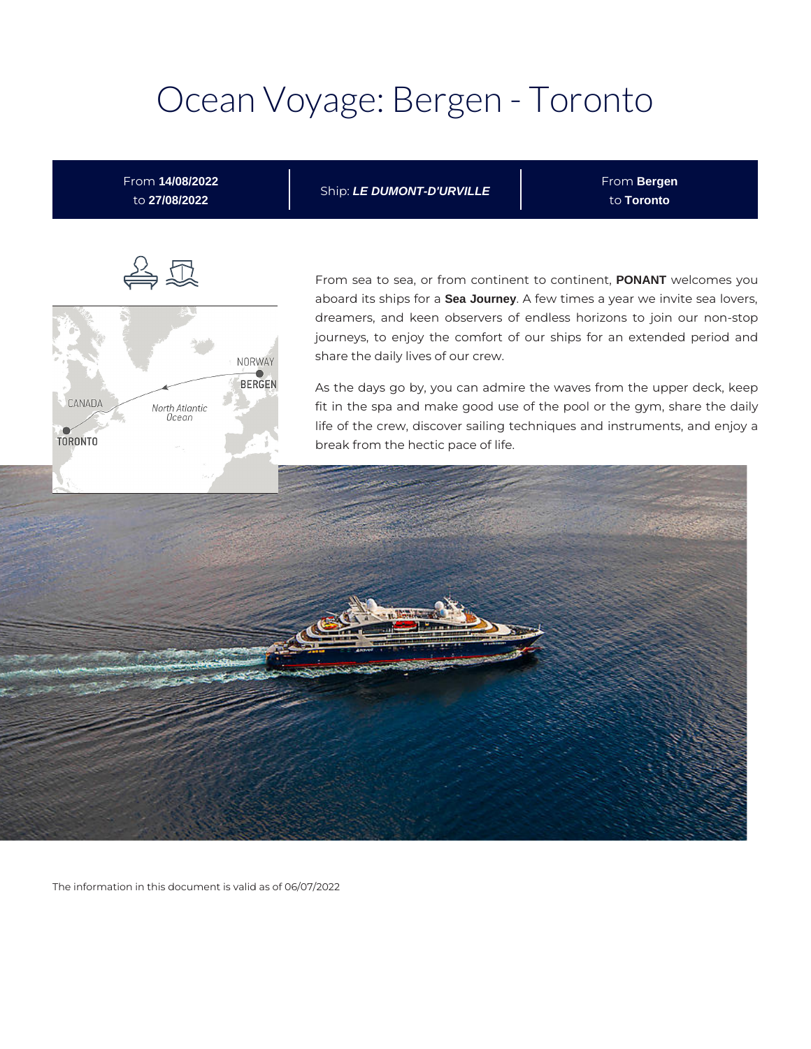# Ocean Voyage: Bergen - Toronto

| From **14/08/2022** to **27/08/2022** | Ship: ***LE DUMONT-D'URVILLE*** | From **Bergen** to **Toronto** |
| --- | --- | --- |

From sea to sea, or from continent to continent, **PONANT** welcomes you aboard its ships for a **Sea Journey**. A few times a year we invite sea lovers, dreamers, and keen observers of endless horizons to join our non-stop journeys, to enjoy the comfort of our ships for an extended period and share the daily lives of our crew.

As the days go by, you can admire the waves from the upper deck, keep fit in the spa and make good use of the pool or the gym, share the daily life of the crew, discover sailing techniques and instruments, and enjoy a break from the hectic pace of life.

The information in this document is valid as of 06/07/2022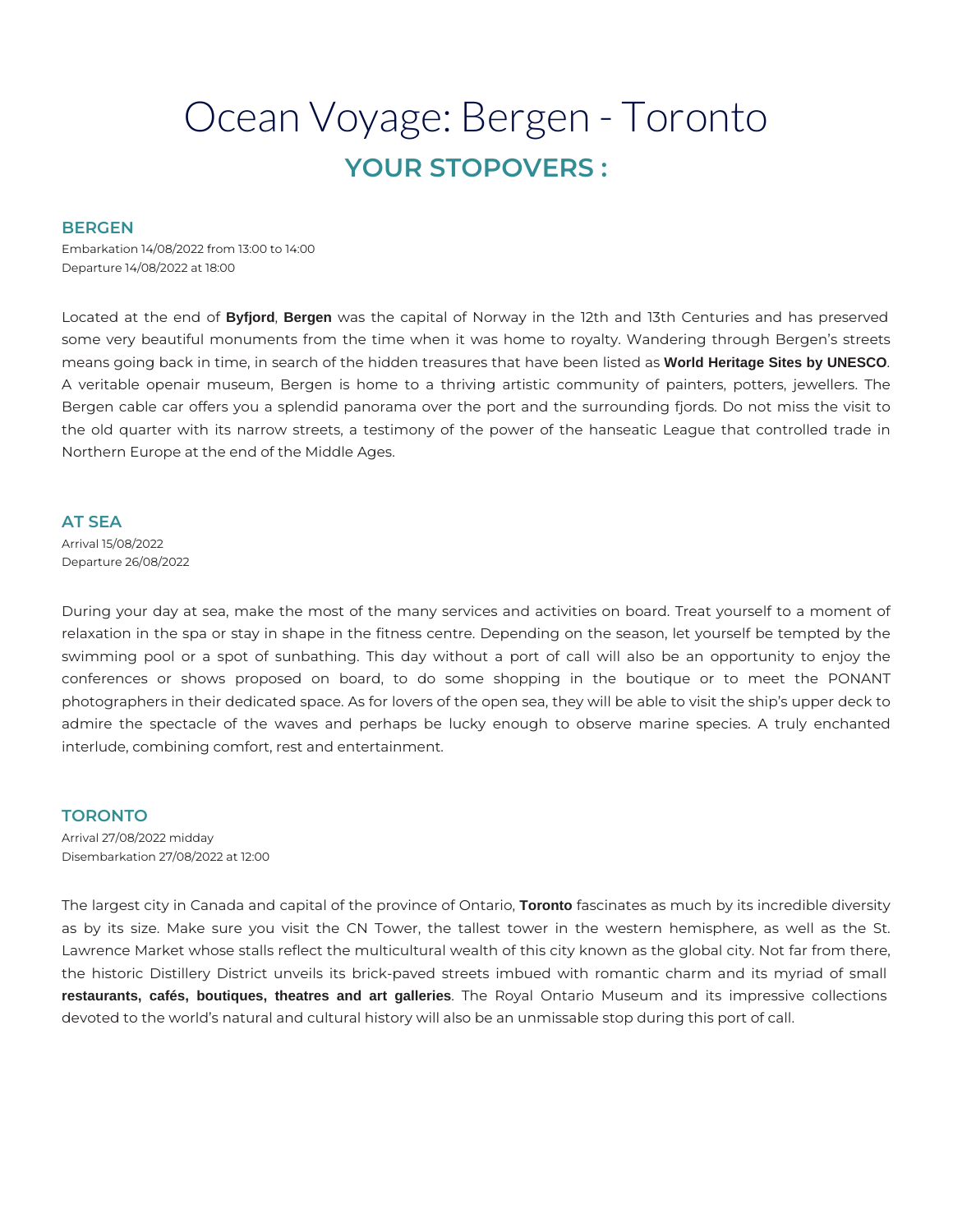# Ocean Voyage: Bergen - Toronto

## YOUR STOPOVERS :

### BERGEN

Embarkation 14/08/2022 from 13:00 to 14:00
Departure 14/08/2022 at 18:00

Located at the end of **Byfjord**, **Bergen** was the capital of Norway in the 12th and 13th Centuries and has preserved some very beautiful monuments from the time when it was home to royalty. Wandering through Bergen's streets means going back in time, in search of the hidden treasures that have been listed as **World Heritage Sites by UNESCO**. A veritable openair museum, Bergen is home to a thriving artistic community of painters, potters, jewellers. The Bergen cable car offers you a splendid panorama over the port and the surrounding fjords. Do not miss the visit to the old quarter with its narrow streets, a testimony of the power of the hanseatic League that controlled trade in Northern Europe at the end of the Middle Ages.

### AT SEA

Arrival 15/08/2022
Departure 26/08/2022

During your day at sea, make the most of the many services and activities on board. Treat yourself to a moment of relaxation in the spa or stay in shape in the fitness centre. Depending on the season, let yourself be tempted by the swimming pool or a spot of sunbathing. This day without a port of call will also be an opportunity to enjoy the conferences or shows proposed on board, to do some shopping in the boutique or to meet the PONANT photographers in their dedicated space. As for lovers of the open sea, they will be able to visit the ship's upper deck to admire the spectacle of the waves and perhaps be lucky enough to observe marine species. A truly enchanted interlude, combining comfort, rest and entertainment.

### TORONTO

Arrival 27/08/2022 midday
Disembarkation 27/08/2022 at 12:00

The largest city in Canada and capital of the province of Ontario, **Toronto** fascinates as much by its incredible diversity as by its size. Make sure you visit the CN Tower, the tallest tower in the western hemisphere, as well as the St. Lawrence Market whose stalls reflect the multicultural wealth of this city known as the global city. Not far from there, the historic Distillery District unveils its brick-paved streets imbued with romantic charm and its myriad of small **restaurants, cafés, boutiques, theatres and art galleries**. The Royal Ontario Museum and its impressive collections devoted to the world's natural and cultural history will also be an unmissable stop during this port of call.